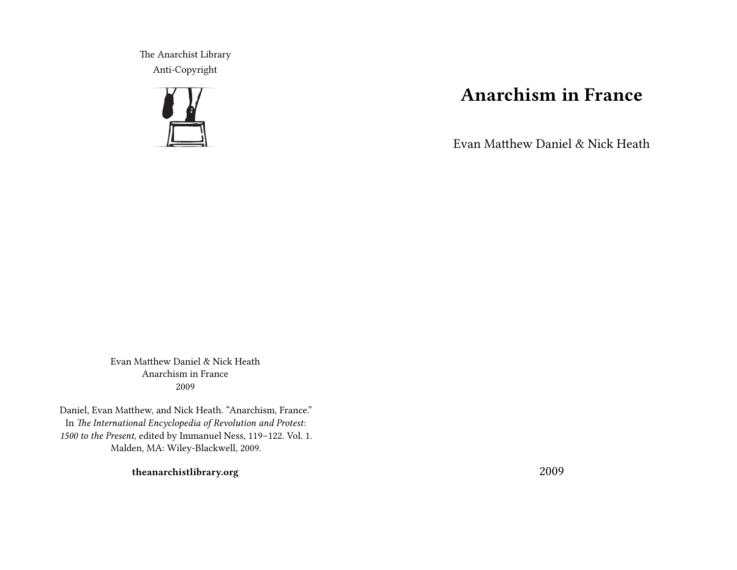# Anarchism in France

Evan Matthew Daniel & Nick Heath

2009

The Anarchist Library
Anti-Copyright

Evan Matthew Daniel & Nick Heath
Anarchism in France
2009

Daniel, Evan Matthew, and Nick Heath. "Anarchism, France." In *The International Encyclopedia of Revolution and Protest: 1500 to the Present*, edited by Immanuel Ness, 119–122. Vol. 1. Malden, MA: Wiley-Blackwell, 2009.

**theanarchistlibrary.org**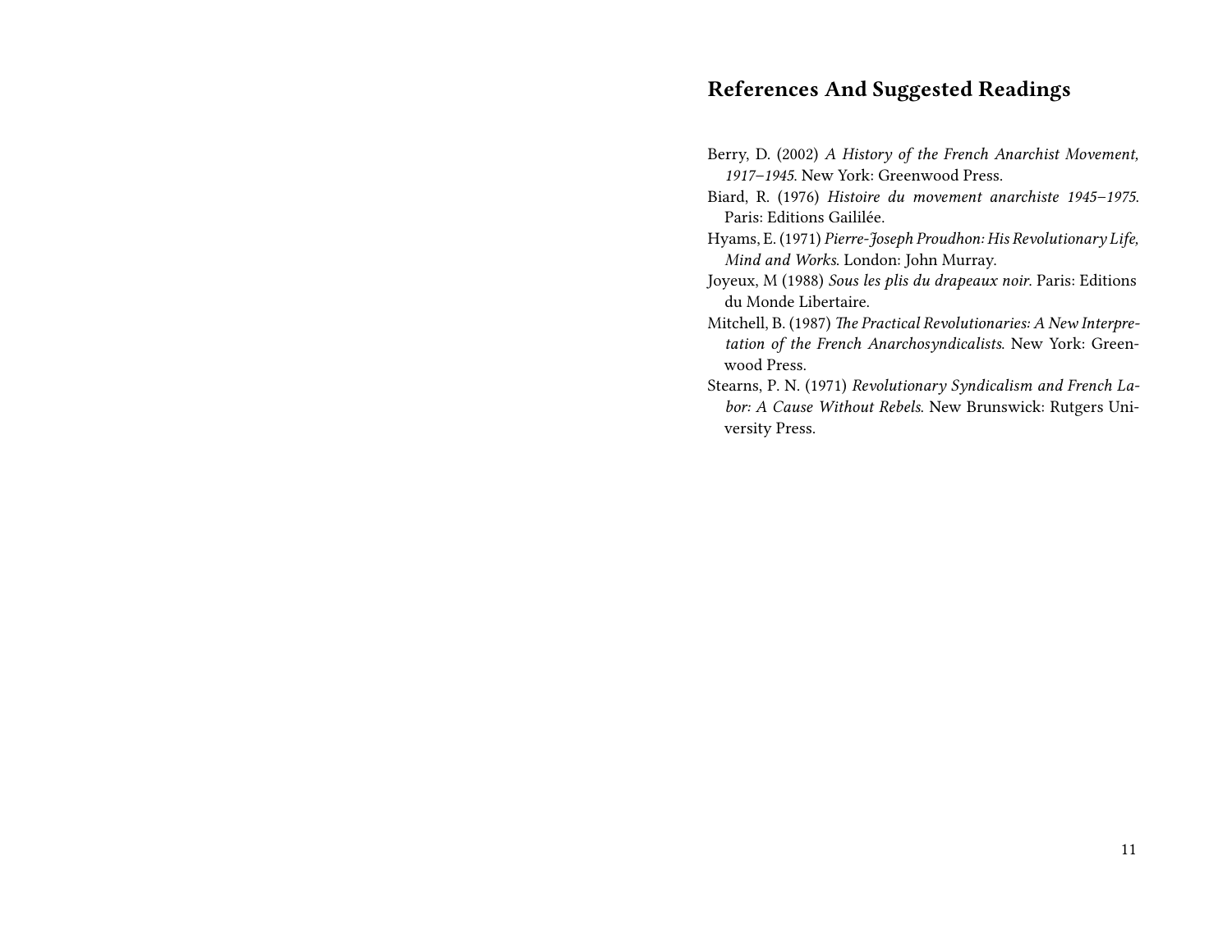## References And Suggested Readings

Berry, D. (2002) *A History of the French Anarchist Movement, 1917–1945*. New York: Greenwood Press.

Biard, R. (1976) *Histoire du movement anarchiste 1945–1975*. Paris: Editions Gaililée.

Hyams, E. (1971) *Pierre-Joseph Proudhon: His Revolutionary Life, Mind and Works*. London: John Murray.

Joyeux, M (1988) *Sous les plis du drapeaux noir*. Paris: Editions du Monde Libertaire.

Mitchell, B. (1987) *The Practical Revolutionaries: A New Interpretation of the French Anarchosyndicalists*. New York: Greenwood Press.

Stearns, P. N. (1971) *Revolutionary Syndicalism and French Labor: A Cause Without Rebels*. New Brunswick: Rutgers University Press.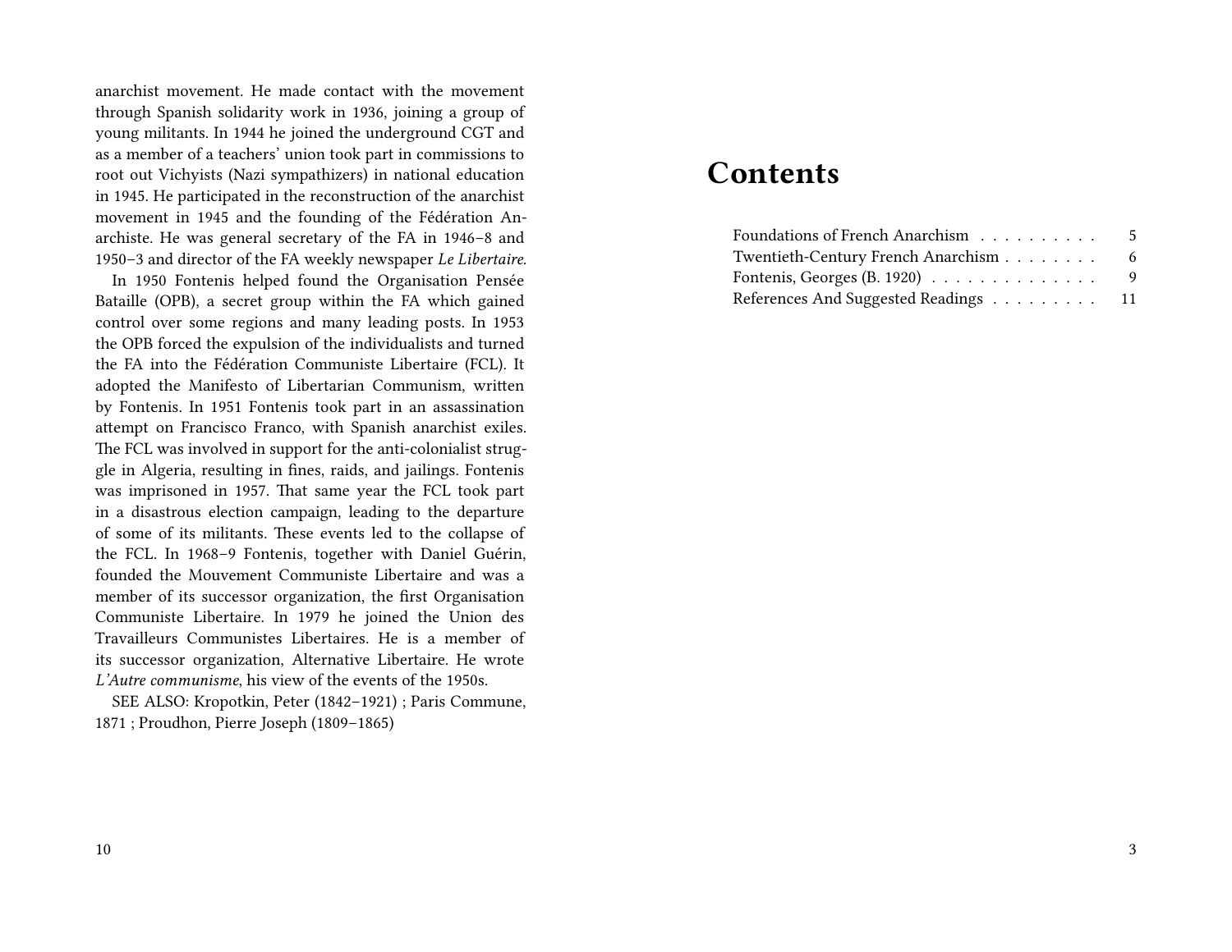anarchist movement. He made contact with the movement through Spanish solidarity work in 1936, joining a group of young militants. In 1944 he joined the underground CGT and as a member of a teachers' union took part in commissions to root out Vichyists (Nazi sympathizers) in national education in 1945. He participated in the reconstruction of the anarchist movement in 1945 and the founding of the Fédération Anarchiste. He was general secretary of the FA in 1946–8 and 1950–3 and director of the FA weekly newspaper *Le Libertaire*.

In 1950 Fontenis helped found the Organisation Pensée Bataille (OPB), a secret group within the FA which gained control over some regions and many leading posts. In 1953 the OPB forced the expulsion of the individualists and turned the FA into the Fédération Communiste Libertaire (FCL). It adopted the Manifesto of Libertarian Communism, written by Fontenis. In 1951 Fontenis took part in an assassination attempt on Francisco Franco, with Spanish anarchist exiles. The FCL was involved in support for the anti-colonialist struggle in Algeria, resulting in fines, raids, and jailings. Fontenis was imprisoned in 1957. That same year the FCL took part in a disastrous election campaign, leading to the departure of some of its militants. These events led to the collapse of the FCL. In 1968–9 Fontenis, together with Daniel Guérin, founded the Mouvement Communiste Libertaire and was a member of its successor organization, the first Organisation Communiste Libertaire. In 1979 he joined the Union des Travailleurs Communistes Libertaires. He is a member of its successor organization, Alternative Libertaire. He wrote *L'Autre communisme*, his view of the events of the 1950s.

SEE ALSO: Kropotkin, Peter (1842–1921) ; Paris Commune, 1871 ; Proudhon, Pierre Joseph (1809–1865)

# Contents

- Foundations of French Anarchism . . . . . . . . . . 5
- Twentieth-Century French Anarchism . . . . . . . . 6
- Fontenis, Georges (B. 1920) . . . . . . . . . . . . . 9
- References And Suggested Readings . . . . . . . . . 11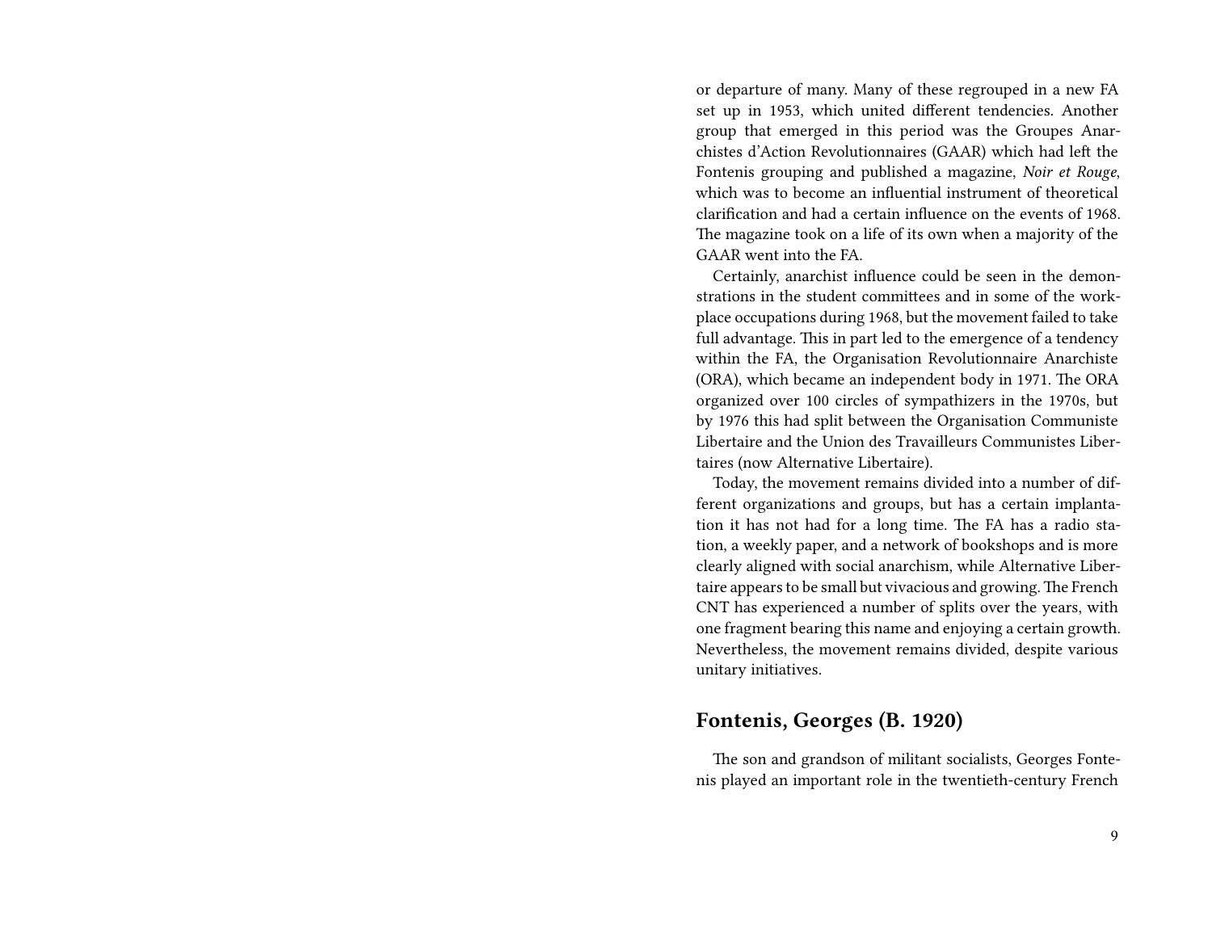or departure of many. Many of these regrouped in a new FA set up in 1953, which united different tendencies. Another group that emerged in this period was the Groupes Anarchistes d'Action Revolutionnaires (GAAR) which had left the Fontenis grouping and published a magazine, *Noir et Rouge*, which was to become an influential instrument of theoretical clarification and had a certain influence on the events of 1968. The magazine took on a life of its own when a majority of the GAAR went into the FA.

Certainly, anarchist influence could be seen in the demonstrations in the student committees and in some of the workplace occupations during 1968, but the movement failed to take full advantage. This in part led to the emergence of a tendency within the FA, the Organisation Revolutionnaire Anarchiste (ORA), which became an independent body in 1971. The ORA organized over 100 circles of sympathizers in the 1970s, but by 1976 this had split between the Organisation Communiste Libertaire and the Union des Travailleurs Communistes Libertaires (now Alternative Libertaire).

Today, the movement remains divided into a number of different organizations and groups, but has a certain implantation it has not had for a long time. The FA has a radio station, a weekly paper, and a network of bookshops and is more clearly aligned with social anarchism, while Alternative Libertaire appears to be small but vivacious and growing. The French CNT has experienced a number of splits over the years, with one fragment bearing this name and enjoying a certain growth. Nevertheless, the movement remains divided, despite various unitary initiatives.

## Fontenis, Georges (B. 1920)

The son and grandson of militant socialists, Georges Fontenis played an important role in the twentieth-century French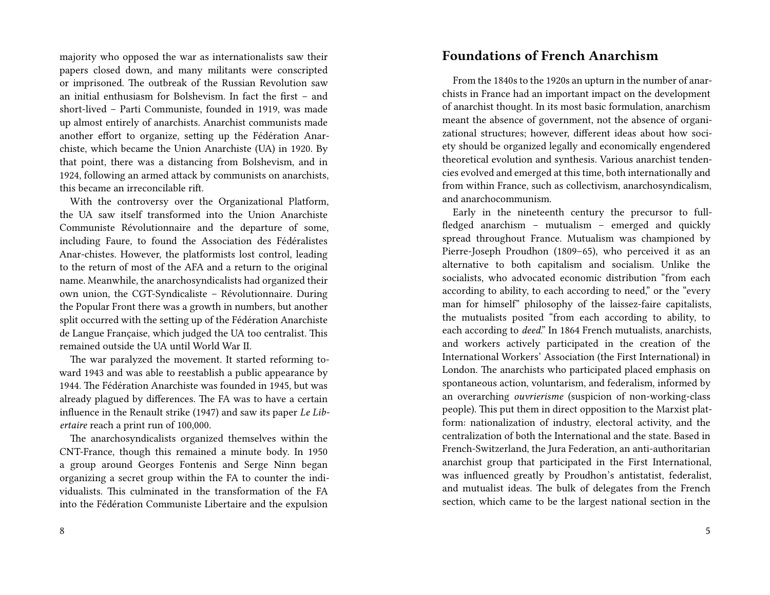majority who opposed the war as internationalists saw their papers closed down, and many militants were conscripted or imprisoned. The outbreak of the Russian Revolution saw an initial enthusiasm for Bolshevism. In fact the first – and short-lived – Parti Communiste, founded in 1919, was made up almost entirely of anarchists. Anarchist communists made another effort to organize, setting up the Fédération Anarchiste, which became the Union Anarchiste (UA) in 1920. By that point, there was a distancing from Bolshevism, and in 1924, following an armed attack by communists on anarchists, this became an irreconcilable rift.

With the controversy over the Organizational Platform, the UA saw itself transformed into the Union Anarchiste Communiste Révolutionnaire and the departure of some, including Faure, to found the Association des Fédéralistes Anar-chistes. However, the platformists lost control, leading to the return of most of the AFA and a return to the original name. Meanwhile, the anarchosyndicalists had organized their own union, the CGT-Syndicaliste – Révolutionnaire. During the Popular Front there was a growth in numbers, but another split occurred with the setting up of the Fédération Anarchiste de Langue Française, which judged the UA too centralist. This remained outside the UA until World War II.

The war paralyzed the movement. It started reforming toward 1943 and was able to reestablish a public appearance by 1944. The Fédération Anarchiste was founded in 1945, but was already plagued by differences. The FA was to have a certain influence in the Renault strike (1947) and saw its paper *Le Libertaire* reach a print run of 100,000.

The anarchosyndicalists organized themselves within the CNT-France, though this remained a minute body. In 1950 a group around Georges Fontenis and Serge Ninn began organizing a secret group within the FA to counter the individualists. This culminated in the transformation of the FA into the Fédération Communiste Libertaire and the expulsion

## Foundations of French Anarchism

From the 1840s to the 1920s an upturn in the number of anarchists in France had an important impact on the development of anarchist thought. In its most basic formulation, anarchism meant the absence of government, not the absence of organizational structures; however, different ideas about how society should be organized legally and economically engendered theoretical evolution and synthesis. Various anarchist tendencies evolved and emerged at this time, both internationally and from within France, such as collectivism, anarchosyndicalism, and anarchocommunism.

Early in the nineteenth century the precursor to full-fledged anarchism – mutualism – emerged and quickly spread throughout France. Mutualism was championed by Pierre-Joseph Proudhon (1809–65), who perceived it as an alternative to both capitalism and socialism. Unlike the socialists, who advocated economic distribution "from each according to ability, to each according to need," or the "every man for himself" philosophy of the laissez-faire capitalists, the mutualists posited "from each according to ability, to each according to *deed*." In 1864 French mutualists, anarchists, and workers actively participated in the creation of the International Workers' Association (the First International) in London. The anarchists who participated placed emphasis on spontaneous action, voluntarism, and federalism, informed by an overarching *ouvrierisme* (suspicion of non-working-class people). This put them in direct opposition to the Marxist platform: nationalization of industry, electoral activity, and the centralization of both the International and the state. Based in French-Switzerland, the Jura Federation, an anti-authoritarian anarchist group that participated in the First International, was influenced greatly by Proudhon's antistatist, federalist, and mutualist ideas. The bulk of delegates from the French section, which came to be the largest national section in the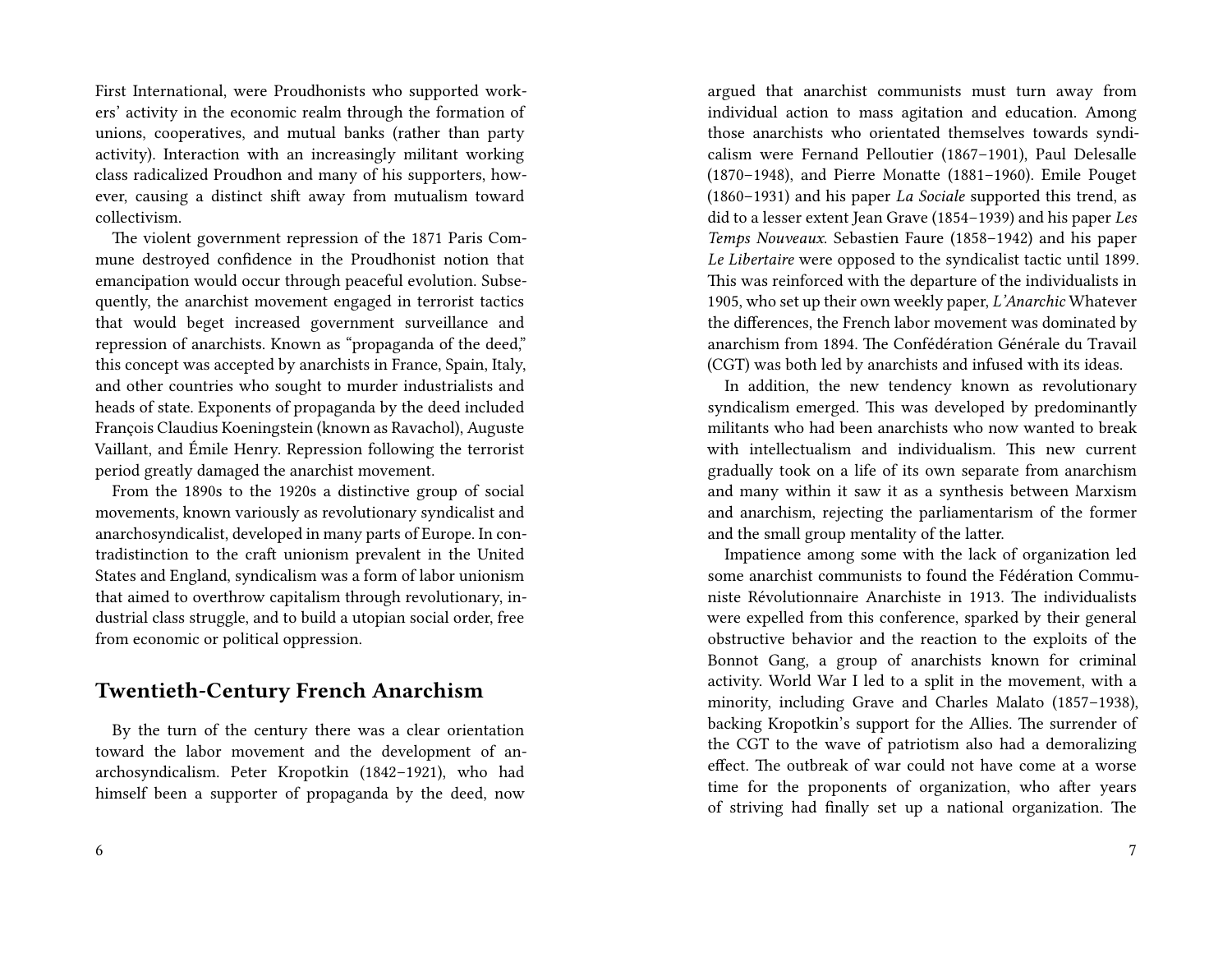First International, were Proudhonists who supported workers' activity in the economic realm through the formation of unions, cooperatives, and mutual banks (rather than party activity). Interaction with an increasingly militant working class radicalized Proudhon and many of his supporters, however, causing a distinct shift away from mutualism toward collectivism.

The violent government repression of the 1871 Paris Commune destroyed confidence in the Proudhonist notion that emancipation would occur through peaceful evolution. Subsequently, the anarchist movement engaged in terrorist tactics that would beget increased government surveillance and repression of anarchists. Known as "propaganda of the deed," this concept was accepted by anarchists in France, Spain, Italy, and other countries who sought to murder industrialists and heads of state. Exponents of propaganda by the deed included François Claudius Koeningstein (known as Ravachol), Auguste Vaillant, and Émile Henry. Repression following the terrorist period greatly damaged the anarchist movement.

From the 1890s to the 1920s a distinctive group of social movements, known variously as revolutionary syndicalist and anarchosyndicalist, developed in many parts of Europe. In contradistinction to the craft unionism prevalent in the United States and England, syndicalism was a form of labor unionism that aimed to overthrow capitalism through revolutionary, industrial class struggle, and to build a utopian social order, free from economic or political oppression.

## Twentieth-Century French Anarchism

By the turn of the century there was a clear orientation toward the labor movement and the development of anarchosyndicalism. Peter Kropotkin (1842–1921), who had himself been a supporter of propaganda by the deed, now argued that anarchist communists must turn away from individual action to mass agitation and education. Among those anarchists who orientated themselves towards syndicalism were Fernand Pelloutier (1867–1901), Paul Delesalle (1870–1948), and Pierre Monatte (1881–1960). Emile Pouget (1860–1931) and his paper *La Sociale* supported this trend, as did to a lesser extent Jean Grave (1854–1939) and his paper *Les Temps Nouveaux*. Sebastien Faure (1858–1942) and his paper *Le Libertaire* were opposed to the syndicalist tactic until 1899. This was reinforced with the departure of the individualists in 1905, who set up their own weekly paper, *L'Anarchic* Whatever the differences, the French labor movement was dominated by anarchism from 1894. The Confédération Générale du Travail (CGT) was both led by anarchists and infused with its ideas.

In addition, the new tendency known as revolutionary syndicalism emerged. This was developed by predominantly militants who had been anarchists who now wanted to break with intellectualism and individualism. This new current gradually took on a life of its own separate from anarchism and many within it saw it as a synthesis between Marxism and anarchism, rejecting the parliamentarism of the former and the small group mentality of the latter.

Impatience among some with the lack of organization led some anarchist communists to found the Fédération Communiste Révolutionnaire Anarchiste in 1913. The individualists were expelled from this conference, sparked by their general obstructive behavior and the reaction to the exploits of the Bonnot Gang, a group of anarchists known for criminal activity. World War I led to a split in the movement, with a minority, including Grave and Charles Malato (1857–1938), backing Kropotkin's support for the Allies. The surrender of the CGT to the wave of patriotism also had a demoralizing effect. The outbreak of war could not have come at a worse time for the proponents of organization, who after years of striving had finally set up a national organization. The